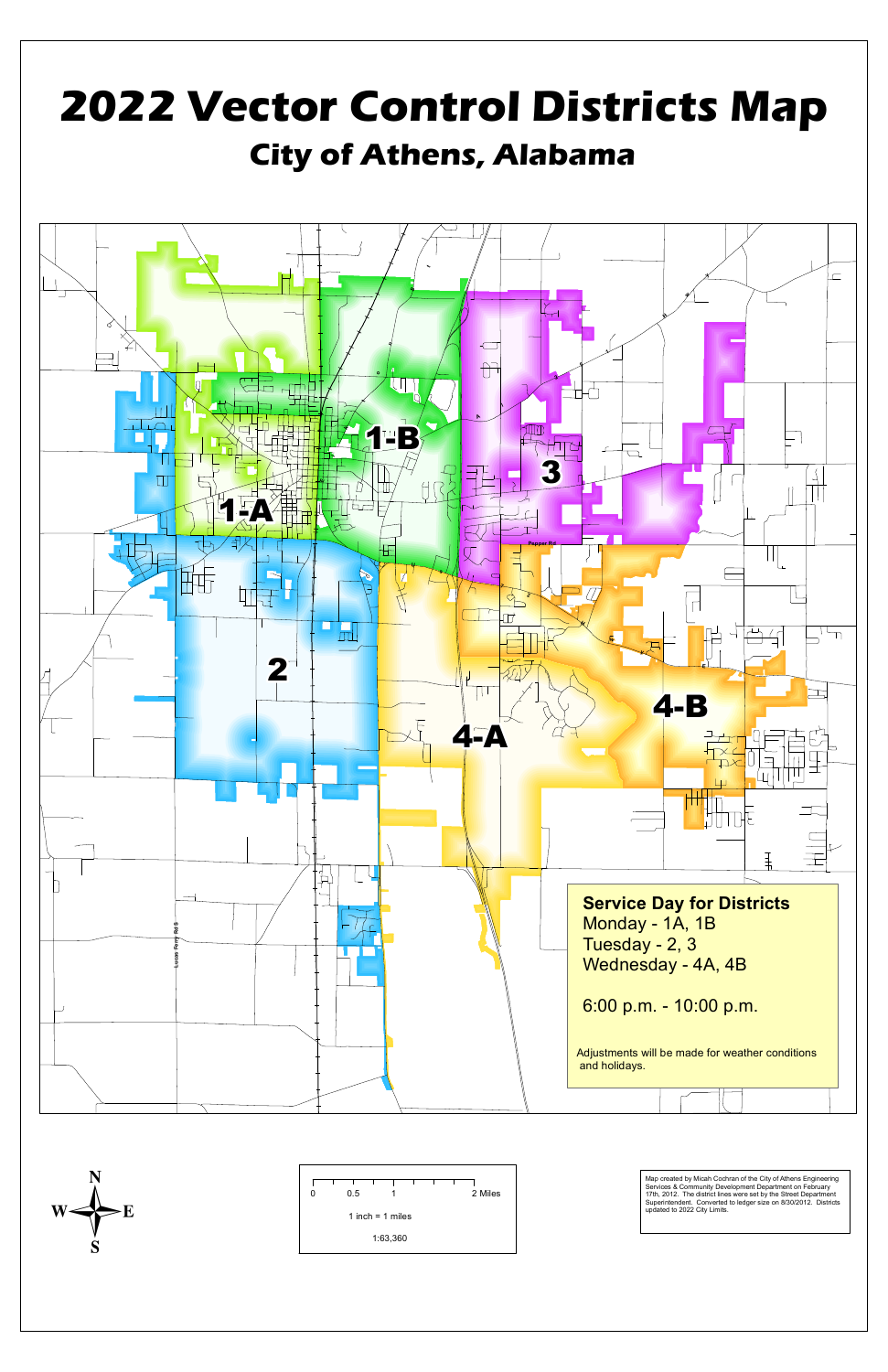# 2022 Vector Control Districts Map

## City of Athens, Alabama

1-A

1-B

2

3

4-A

4-B

**Service Day for Districts**

Monday - 1A, 1B

Tuesday - 2, 3

Wednesday - 4A, 4B

6:00 p.m. - 10:00 p.m.

Adjustments will be made for weather conditions and holidays.

0 0.5 1 2 Miles

1 inch = 1 miles

1:63,360

Map created by Micah Cochran of the City of Athens Engineering Services & Community Development Department on February 17th, 2012. The district lines were set by the Street Department Superintendent. Converted to ledger size on 8/30/2012. Districts updated to 2022 City Limits.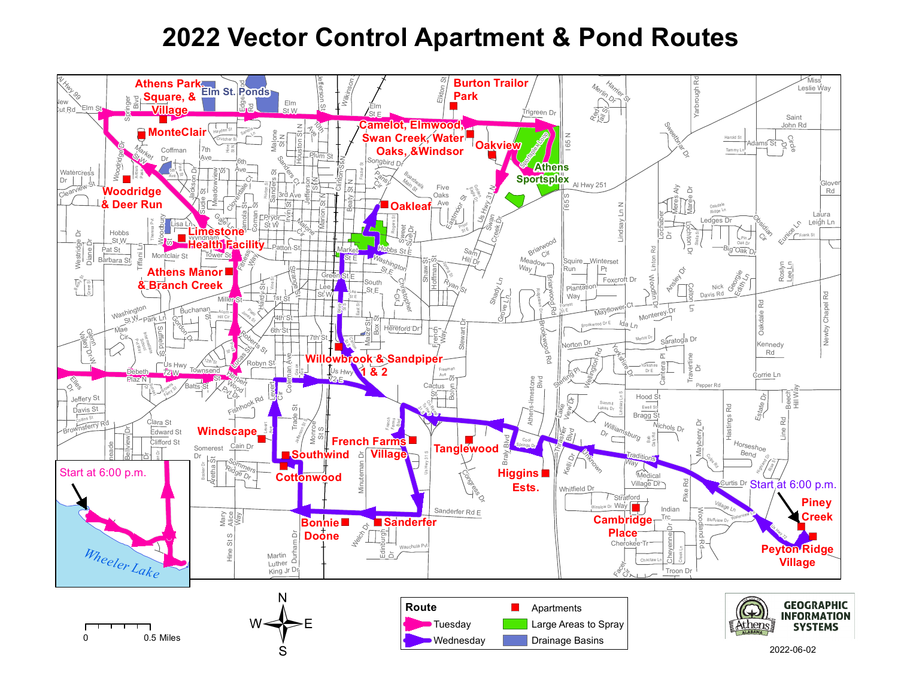# 2022 Vector Control Apartment & Pond Routes

Athens Park Square, & Village

Elm St. Ponds

MonteClair

Woodridge & Deer Run

Limestone Health Facility

Athens Manor & Branch Creek

Burton Trailor Park

Camelot, Elmwood, Swan Creek, Water Oaks, &Windsor

Oakview

Athens Sportsplex

Oakleaf

Willowbrook & Sandpiper 1 & 2

Windscape

Southwind

Cottonwood

French Farms Village

Tanglewood

Higgins Ests.

Bonnie Doone

Sanderfer

Cambridge Place

Piney Creek

Peyton Ridge Village

Start at 6:00 p.m.

Start at 6:00 p.m.

Wheeler Lake

0 0.5 Miles

N W E S

Route

Tuesday

Wednesday

Apartments

Large Areas to Spray

Drainage Basins

Athens ALABAMA

GEOGRAPHIC INFORMATION SYSTEMS

2022-06-02